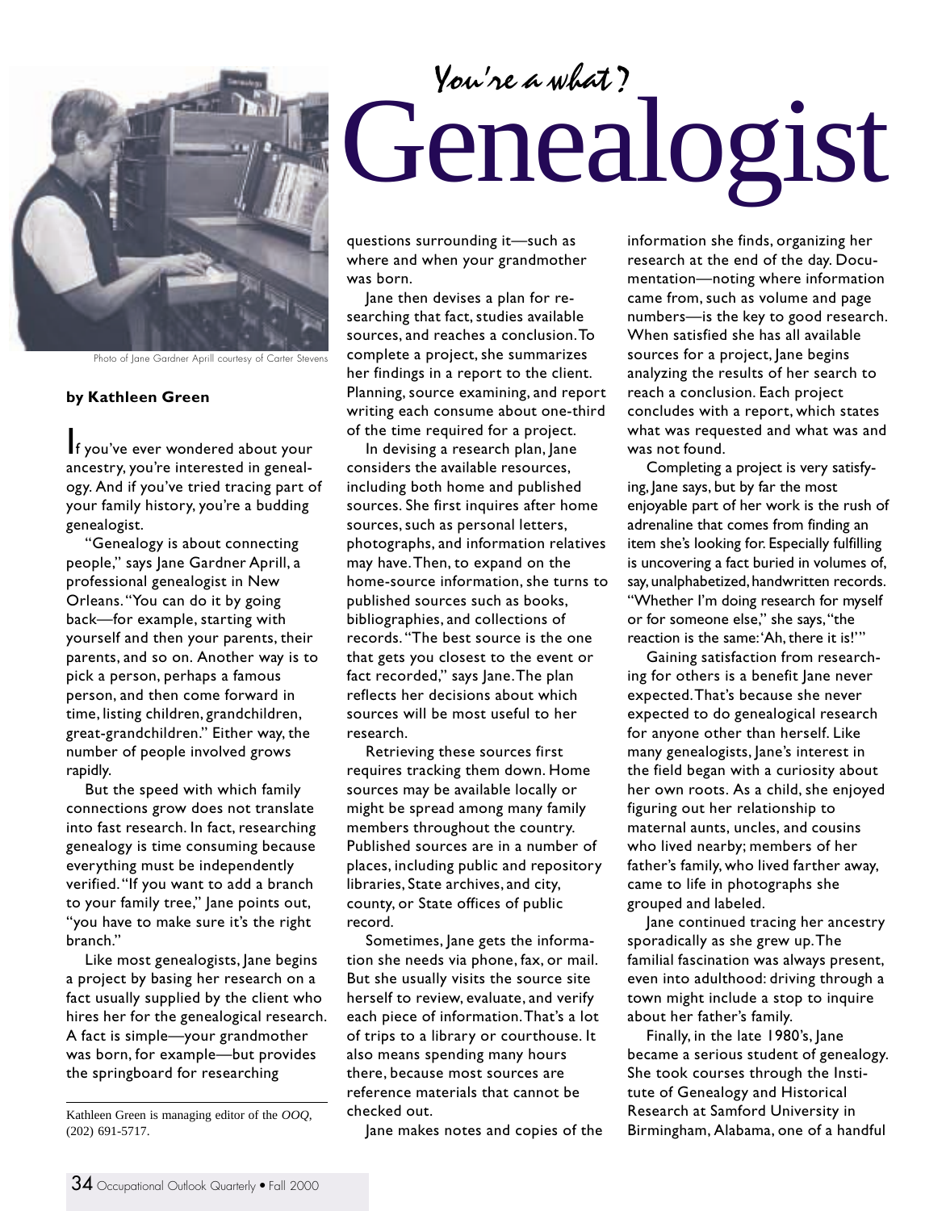*You're a what?*

# Genealogist

Photo of Jane Gardner Aprill courtesy of Carter Stevens

**by Kathleen Green**

If you've ever wondered about your ancestry, you're interested in genealogy. And if you've tried tracing part of your family history, you're a budding genealogist.

"Genealogy is about connecting people," says Jane Gardner Aprill, a professional genealogist in New Orleans. "You can do it by going back—for example, starting with yourself and then your parents, their parents, and so on. Another way is to pick a person, perhaps a famous person, and then come forward in time, listing children, grandchildren, great-grandchildren." Either way, the number of people involved grows rapidly.

But the speed with which family connections grow does not translate into fast research. In fact, researching genealogy is time consuming because everything must be independently verified. "If you want to add a branch to your family tree," Jane points out, "you have to make sure it's the right branch."

Like most genealogists, Jane begins a project by basing her research on a fact usually supplied by the client who hires her for the genealogical research. A fact is simple—your grandmother was born, for example—but provides the springboard for researching questions surrounding it—such as where and when your grandmother was born.

Jane then devises a plan for researching that fact, studies available sources, and reaches a conclusion. To complete a project, she summarizes her findings in a report to the client. Planning, source examining, and report writing each consume about one-third of the time required for a project.

In devising a research plan, Jane considers the available resources, including both home and published sources. She first inquires after home sources, such as personal letters, photographs, and information relatives may have. Then, to expand on the home-source information, she turns to published sources such as books, bibliographies, and collections of records. "The best source is the one that gets you closest to the event or fact recorded," says Jane. The plan reflects her decisions about which sources will be most useful to her research.

Retrieving these sources first requires tracking them down. Home sources may be available locally or might be spread among many family members throughout the country. Published sources are in a number of places, including public and repository libraries, State archives, and city, county, or State offices of public record.

Sometimes, Jane gets the information she needs via phone, fax, or mail. But she usually visits the source site herself to review, evaluate, and verify each piece of information. That's a lot of trips to a library or courthouse. It also means spending many hours there, because most sources are reference materials that cannot be checked out.

Jane makes notes and copies of the information she finds, organizing her research at the end of the day. Documentation—noting where information came from, such as volume and page numbers—is the key to good research. When satisfied she has all available sources for a project, Jane begins analyzing the results of her search to reach a conclusion. Each project concludes with a report, which states what was requested and what was and was not found.

Completing a project is very satisfying, Jane says, but by far the most enjoyable part of her work is the rush of adrenaline that comes from finding an item she's looking for. Especially fulfilling is uncovering a fact buried in volumes of, say, unalphabetized, handwritten records. "Whether I'm doing research for myself or for someone else," she says, "the reaction is the same: 'Ah, there it is!'"

Gaining satisfaction from researching for others is a benefit Jane never expected. That's because she never expected to do genealogical research for anyone other than herself. Like many genealogists, Jane's interest in the field began with a curiosity about her own roots. As a child, she enjoyed figuring out her relationship to maternal aunts, uncles, and cousins who lived nearby; members of her father's family, who lived farther away, came to life in photographs she grouped and labeled.

Jane continued tracing her ancestry sporadically as she grew up. The familial fascination was always present, even into adulthood: driving through a town might include a stop to inquire about her father's family.

Finally, in the late 1980's, Jane became a serious student of genealogy. She took courses through the Institute of Genealogy and Historical Research at Samford University in Birmingham, Alabama, one of a handful

---

Kathleen Green is managing editor of the *OOQ*, (202) 691-5717.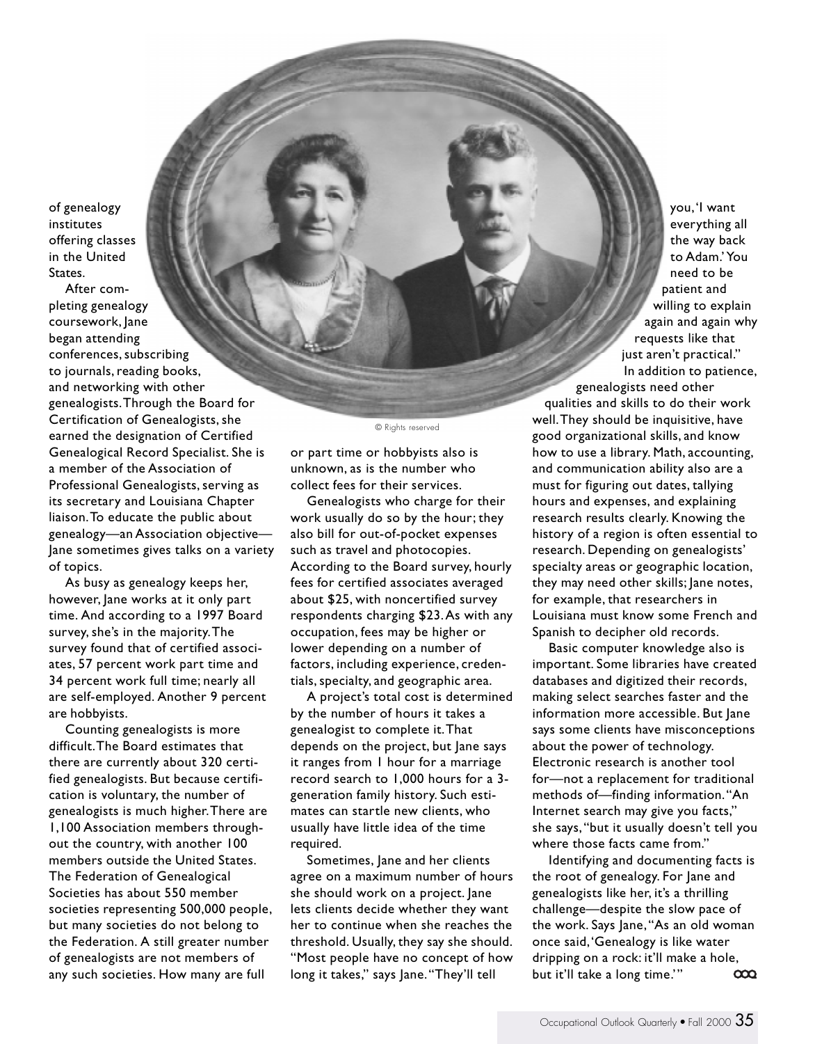of genealogy institutes offering classes in the United States.

After completing genealogy coursework, Jane began attending conferences, subscribing to journals, reading books, and networking with other genealogists. Through the Board for Certification of Genealogists, she earned the designation of Certified Genealogical Record Specialist. She is a member of the Association of Professional Genealogists, serving as its secretary and Louisiana Chapter liaison. To educate the public about genealogy—an Association objective—Jane sometimes gives talks on a variety of topics.

As busy as genealogy keeps her, however, Jane works at it only part time. And according to a 1997 Board survey, she's in the majority. The survey found that of certified associates, 57 percent work part time and 34 percent work full time; nearly all are self-employed. Another 9 percent are hobbyists.

Counting genealogists is more difficult. The Board estimates that there are currently about 320 certified genealogists. But because certification is voluntary, the number of genealogists is much higher. There are 1,100 Association members throughout the country, with another 100 members outside the United States. The Federation of Genealogical Societies has about 550 member societies representing 500,000 people, but many societies do not belong to the Federation. A still greater number of genealogists are not members of any such societies. How many are full or part time or hobbyists also is unknown, as is the number who collect fees for their services.

© Rights reserved

Genealogists who charge for their work usually do so by the hour; they also bill for out-of-pocket expenses such as travel and photocopies. According to the Board survey, hourly fees for certified associates averaged about $25, with noncertified survey respondents charging $23. As with any occupation, fees may be higher or lower depending on a number of factors, including experience, credentials, specialty, and geographic area.

A project's total cost is determined by the number of hours it takes a genealogist to complete it. That depends on the project, but Jane says it ranges from 1 hour for a marriage record search to 1,000 hours for a 3-generation family history. Such estimates can startle new clients, who usually have little idea of the time required.

Sometimes, Jane and her clients agree on a maximum number of hours she should work on a project. Jane lets clients decide whether they want her to continue when she reaches the threshold. Usually, they say she should. "Most people have no concept of how long it takes," says Jane. "They'll tell you, 'I want everything all the way back to Adam.' You need to be patient and willing to explain again and again why requests like that just aren't practical."

In addition to patience, genealogists need other qualities and skills to do their work well. They should be inquisitive, have good organizational skills, and know how to use a library. Math, accounting, and communication ability also are a must for figuring out dates, tallying hours and expenses, and explaining research results clearly. Knowing the history of a region is often essential to research. Depending on genealogists' specialty areas or geographic location, they may need other skills; Jane notes, for example, that researchers in Louisiana must know some French and Spanish to decipher old records.

Basic computer knowledge also is important. Some libraries have created databases and digitized their records, making select searches faster and the information more accessible. But Jane says some clients have misconceptions about the power of technology. Electronic research is another tool for—not a replacement for traditional methods of—finding information. "An Internet search may give you facts," she says, "but it usually doesn't tell you where those facts came from."

Identifying and documenting facts is the root of genealogy. For Jane and genealogists like her, it's a thrilling challenge—despite the slow pace of the work. Says Jane, "As an old woman once said, 'Genealogy is like water dripping on a rock: it'll make a hole, but it'll take a long time.'"